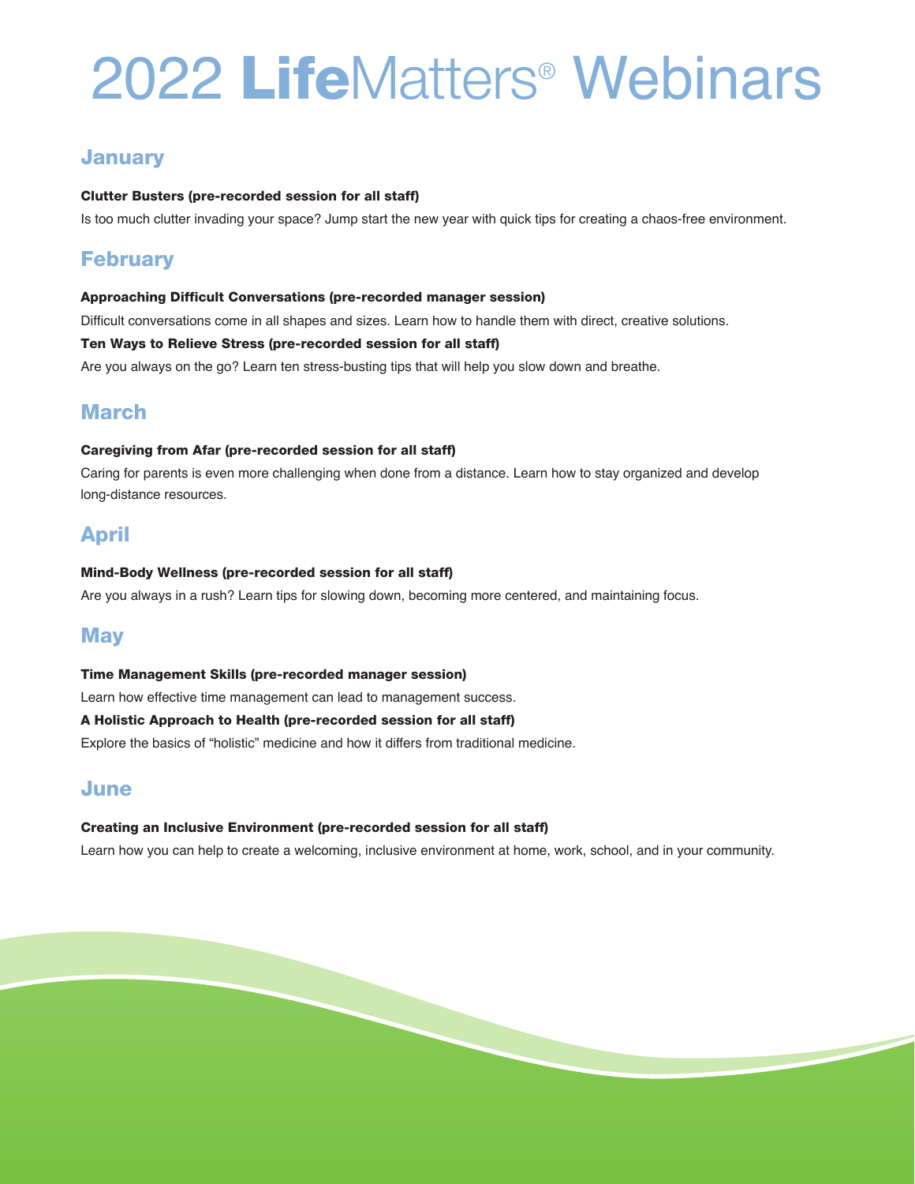# 2022 LifeMatters® Webinars

## January

**Clutter Busters (pre-recorded session for all staff)**

Is too much clutter invading your space? Jump start the new year with quick tips for creating a chaos-free environment.

## February

**Approaching Difficult Conversations (pre-recorded manager session)**

Difficult conversations come in all shapes and sizes. Learn how to handle them with direct, creative solutions.

**Ten Ways to Relieve Stress (pre-recorded session for all staff)**

Are you always on the go? Learn ten stress-busting tips that will help you slow down and breathe.

## March

**Caregiving from Afar (pre-recorded session for all staff)**

Caring for parents is even more challenging when done from a distance. Learn how to stay organized and develop long-distance resources.

## April

**Mind-Body Wellness (pre-recorded session for all staff)**

Are you always in a rush? Learn tips for slowing down, becoming more centered, and maintaining focus.

## May

**Time Management Skills (pre-recorded manager session)**

Learn how effective time management can lead to management success.

**A Holistic Approach to Health (pre-recorded session for all staff)**

Explore the basics of "holistic" medicine and how it differs from traditional medicine.

## June

**Creating an Inclusive Environment (pre-recorded session for all staff)**

Learn how you can help to create a welcoming, inclusive environment at home, work, school, and in your community.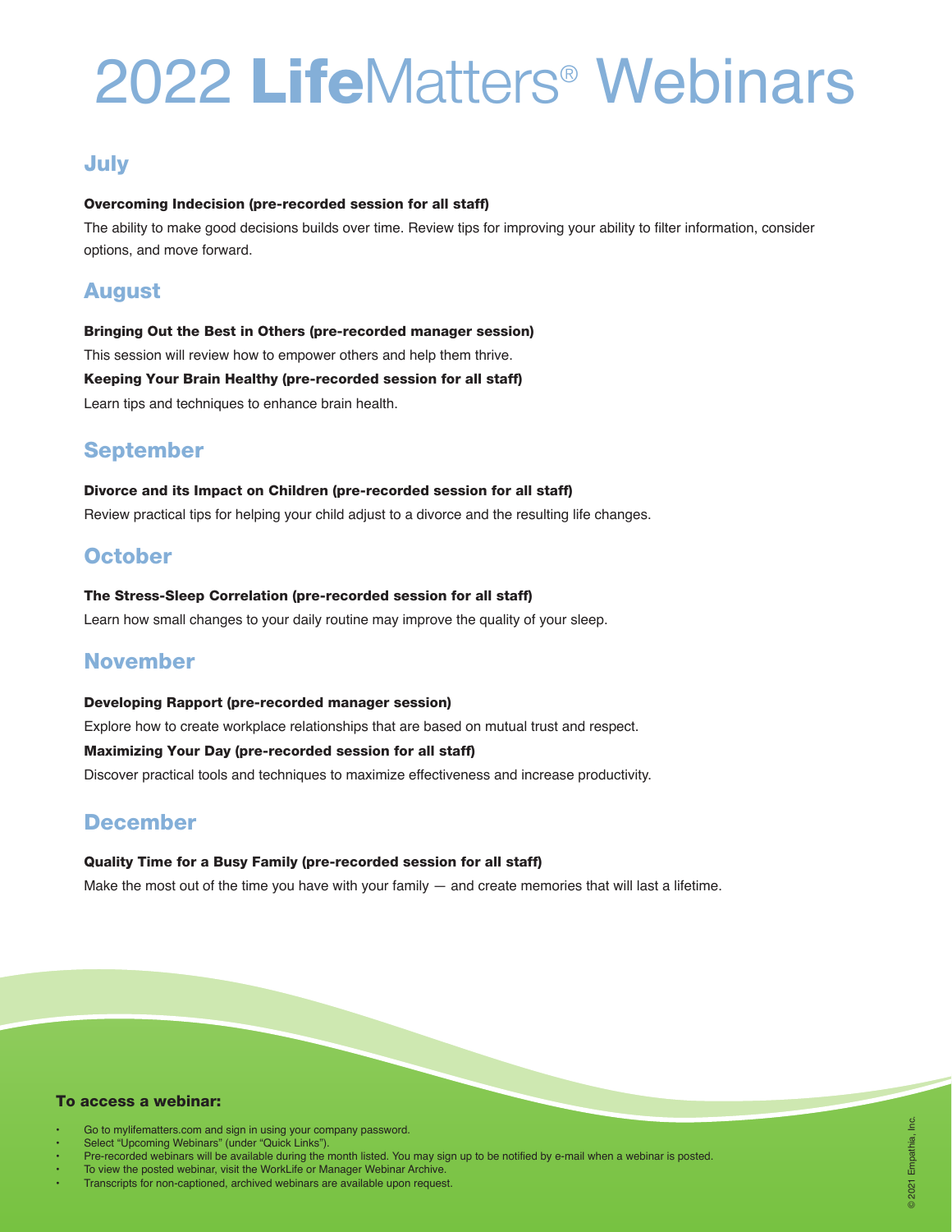# 2022 LifeMatters® Webinars

## July

**Overcoming Indecision (pre-recorded session for all staff)**

The ability to make good decisions builds over time. Review tips for improving your ability to filter information, consider options, and move forward.

## August

**Bringing Out the Best in Others (pre-recorded manager session)**

This session will review how to empower others and help them thrive.

**Keeping Your Brain Healthy (pre-recorded session for all staff)**

Learn tips and techniques to enhance brain health.

## September

**Divorce and its Impact on Children (pre-recorded session for all staff)**

Review practical tips for helping your child adjust to a divorce and the resulting life changes.

## October

**The Stress-Sleep Correlation (pre-recorded session for all staff)**

Learn how small changes to your daily routine may improve the quality of your sleep.

## November

**Developing Rapport (pre-recorded manager session)**

Explore how to create workplace relationships that are based on mutual trust and respect.

**Maximizing Your Day (pre-recorded session for all staff)**

Discover practical tools and techniques to maximize effectiveness and increase productivity.

## December

**Quality Time for a Busy Family (pre-recorded session for all staff)**

Make the most out of the time you have with your family — and create memories that will last a lifetime.

### To access a webinar:

- Go to mylifematters.com and sign in using your company password.
- Select "Upcoming Webinars" (under "Quick Links").
- Pre-recorded webinars will be available during the month listed. You may sign up to be notified by e-mail when a webinar is posted.
- To view the posted webinar, visit the WorkLife or Manager Webinar Archive.
- Transcripts for non-captioned, archived webinars are available upon request.

© 2021 Empathia, Inc.